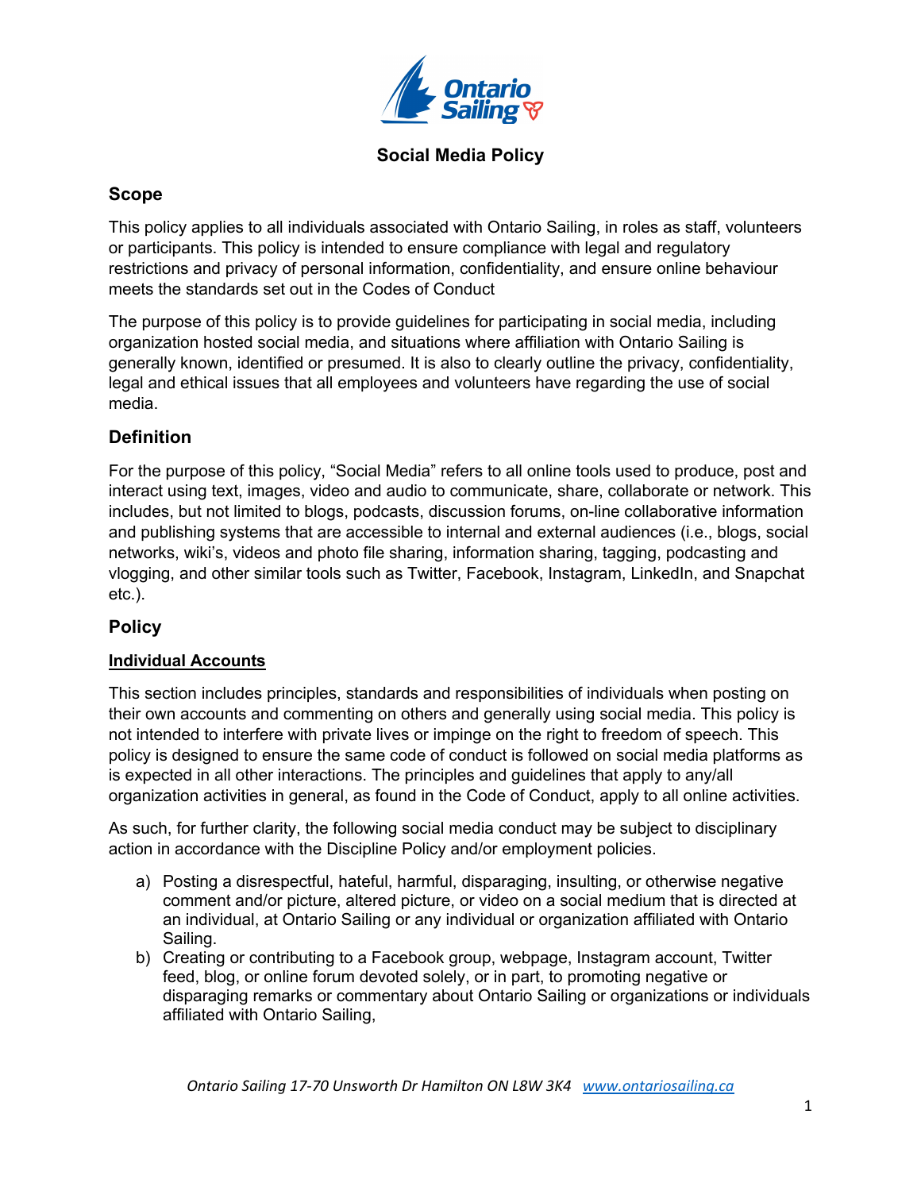# Social Media Policy

## Scope

This policy applies to all individuals associated with Ontario Sailing, in roles as staff, volunteers or participants. This policy is intended to ensure compliance with legal and regulatory restrictions and privacy of personal information, confidentiality, and ensure online behaviour meets the standards set out in the Codes of Conduct

The purpose of this policy is to provide guidelines for participating in social media, including organization hosted social media, and situations where affiliation with Ontario Sailing is generally known, identified or presumed. It is also to clearly outline the privacy, confidentiality, legal and ethical issues that all employees and volunteers have regarding the use of social media.

## Definition

For the purpose of this policy, "Social Media" refers to all online tools used to produce, post and interact using text, images, video and audio to communicate, share, collaborate or network. This includes, but not limited to blogs, podcasts, discussion forums, on-line collaborative information and publishing systems that are accessible to internal and external audiences (i.e., blogs, social networks, wiki's, videos and photo file sharing, information sharing, tagging, podcasting and vlogging, and other similar tools such as Twitter, Facebook, Instagram, LinkedIn, and Snapchat etc.).

## Policy

### <u>Individual Accounts</u>

This section includes principles, standards and responsibilities of individuals when posting on their own accounts and commenting on others and generally using social media. This policy is not intended to interfere with private lives or impinge on the right to freedom of speech. This policy is designed to ensure the same code of conduct is followed on social media platforms as is expected in all other interactions. The principles and guidelines that apply to any/all organization activities in general, as found in the Code of Conduct, apply to all online activities.

As such, for further clarity, the following social media conduct may be subject to disciplinary action in accordance with the Discipline Policy and/or employment policies.

a) Posting a disrespectful, hateful, harmful, disparaging, insulting, or otherwise negative comment and/or picture, altered picture, or video on a social medium that is directed at an individual, at Ontario Sailing or any individual or organization affiliated with Ontario Sailing.
b) Creating or contributing to a Facebook group, webpage, Instagram account, Twitter feed, blog, or online forum devoted solely, or in part, to promoting negative or disparaging remarks or commentary about Ontario Sailing or organizations or individuals affiliated with Ontario Sailing,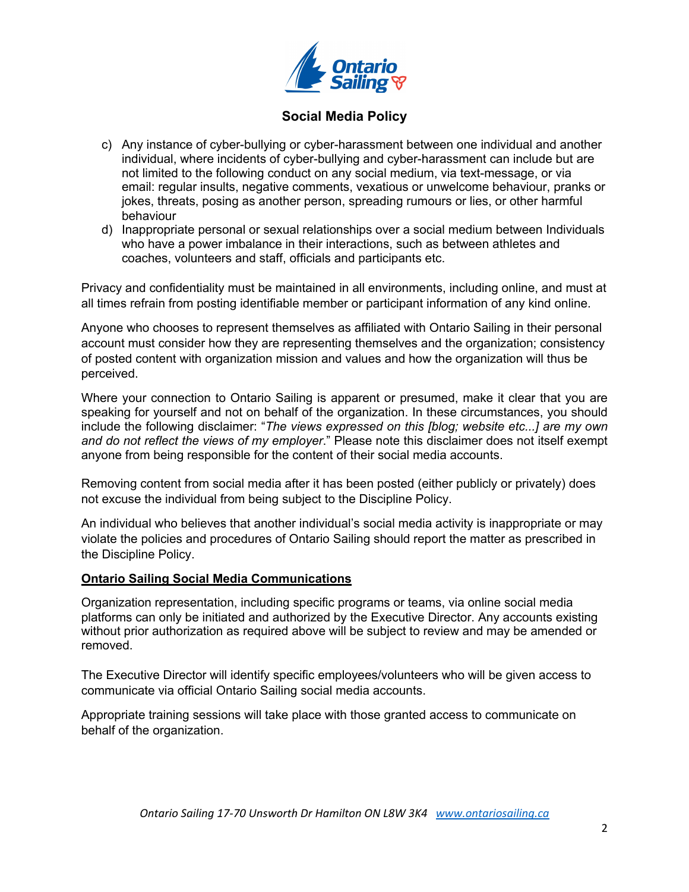c) Any instance of cyber-bullying or cyber-harassment between one individual and another individual, where incidents of cyber-bullying and cyber-harassment can include but are not limited to the following conduct on any social medium, via text-message, or via email: regular insults, negative comments, vexatious or unwelcome behaviour, pranks or jokes, threats, posing as another person, spreading rumours or lies, or other harmful behaviour

d) Inappropriate personal or sexual relationships over a social medium between Individuals who have a power imbalance in their interactions, such as between athletes and coaches, volunteers and staff, officials and participants etc.

Privacy and confidentiality must be maintained in all environments, including online, and must at all times refrain from posting identifiable member or participant information of any kind online.

Anyone who chooses to represent themselves as affiliated with Ontario Sailing in their personal account must consider how they are representing themselves and the organization; consistency of posted content with organization mission and values and how the organization will thus be perceived.

Where your connection to Ontario Sailing is apparent or presumed, make it clear that you are speaking for yourself and not on behalf of the organization. In these circumstances, you should include the following disclaimer: "*The views expressed on this [blog; website etc...] are my own and do not reflect the views of my employer*." Please note this disclaimer does not itself exempt anyone from being responsible for the content of their social media accounts.

Removing content from social media after it has been posted (either publicly or privately) does not excuse the individual from being subject to the Discipline Policy.

An individual who believes that another individual's social media activity is inappropriate or may violate the policies and procedures of Ontario Sailing should report the matter as prescribed in the Discipline Policy.

**Ontario Sailing Social Media Communications**

Organization representation, including specific programs or teams, via online social media platforms can only be initiated and authorized by the Executive Director. Any accounts existing without prior authorization as required above will be subject to review and may be amended or removed.

The Executive Director will identify specific employees/volunteers who will be given access to communicate via official Ontario Sailing social media accounts.

Appropriate training sessions will take place with those granted access to communicate on behalf of the organization.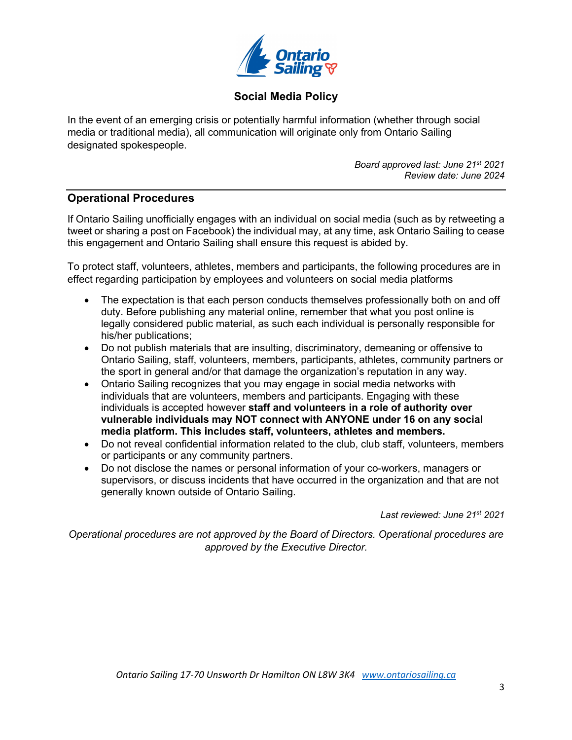# Social Media Policy

In the event of an emerging crisis or potentially harmful information (whether through social media or traditional media), all communication will originate only from Ontario Sailing designated spokespeople.

*Board approved last: June 21st 2021*
*Review date: June 2024*

---

## Operational Procedures

If Ontario Sailing unofficially engages with an individual on social media (such as by retweeting a tweet or sharing a post on Facebook) the individual may, at any time, ask Ontario Sailing to cease this engagement and Ontario Sailing shall ensure this request is abided by.

To protect staff, volunteers, athletes, members and participants, the following procedures are in effect regarding participation by employees and volunteers on social media platforms

- The expectation is that each person conducts themselves professionally both on and off duty. Before publishing any material online, remember that what you post online is legally considered public material, as such each individual is personally responsible for his/her publications;
- Do not publish materials that are insulting, discriminatory, demeaning or offensive to Ontario Sailing, staff, volunteers, members, participants, athletes, community partners or the sport in general and/or that damage the organization's reputation in any way.
- Ontario Sailing recognizes that you may engage in social media networks with individuals that are volunteers, members and participants. Engaging with these individuals is accepted however **staff and volunteers in a role of authority over vulnerable individuals may NOT connect with ANYONE under 16 on any social media platform. This includes staff, volunteers, athletes and members.**
- Do not reveal confidential information related to the club, club staff, volunteers, members or participants or any community partners.
- Do not disclose the names or personal information of your co-workers, managers or supervisors, or discuss incidents that have occurred in the organization and that are not generally known outside of Ontario Sailing.

*Last reviewed: June 21st 2021*

*Operational procedures are not approved by the Board of Directors. Operational procedures are approved by the Executive Director.*